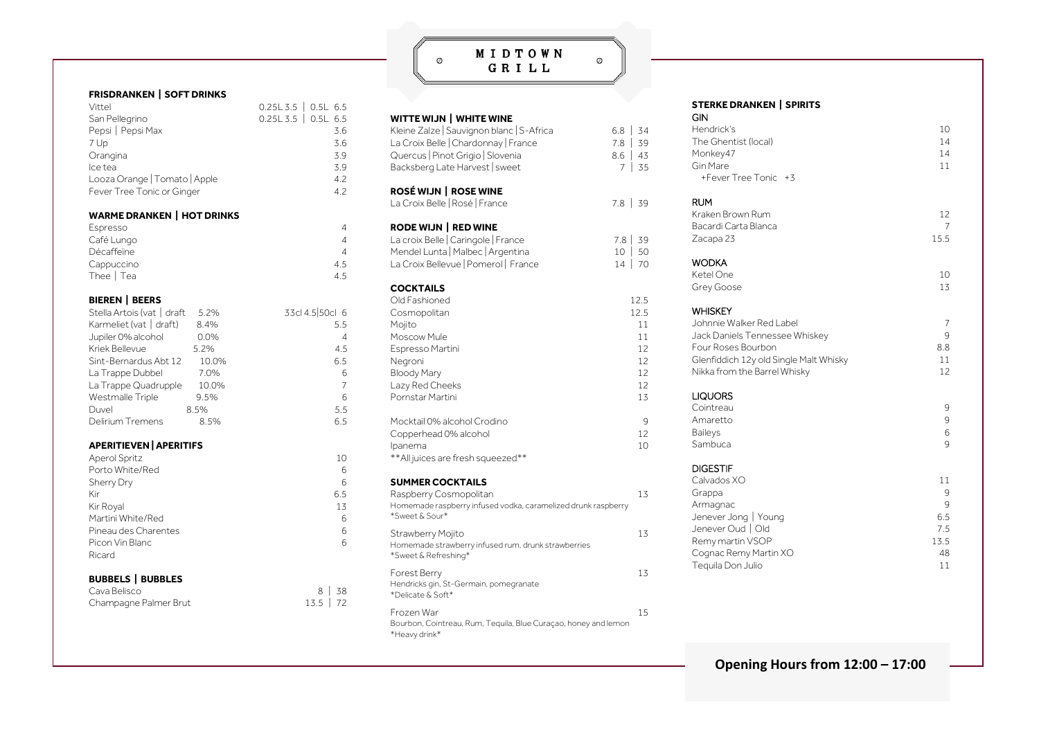# MIDTOWN GRILL

## FRISDRANKEN | SOFT DRINKS

| Item | Price |
| --- | --- |
| Vittel | 0.25L 3.5 \| 0.5L 6.5 |
| San Pellegrino | 0.25L 3.5 \| 0.5L 6.5 |
| Pepsi \| Pepsi Max | 3.6 |
| 7 Up | 3.6 |
| Orangina | 3.9 |
| Ice tea | 3.9 |
| Looza Orange \| Tomato \| Apple | 4.2 |
| Fever Tree Tonic or Ginger | 4.2 |

## WARME DRANKEN | HOT DRINKS

| Item | Price |
| --- | --- |
| Espresso | 4 |
| Café Lungo | 4 |
| Décaffeïne | 4 |
| Cappuccino | 4.5 |
| Thee \| Tea | 4.5 |

## BIEREN | BEERS

| Item | ABV | Price |
| --- | --- | --- |
| Stella Artois (vat \| draft | 5.2% | 33cl 4.5\|50cl 6 |
| Karmeliet (vat \| draft) | 8.4% | 5.5 |
| Jupiler 0% alcohol | 0.0% | 4 |
| Kriek Bellevue | 5.2% | 4.5 |
| Sint-Bernardus Abt 12 | 10.0% | 6.5 |
| La Trappe Dubbel | 7.0% | 6 |
| La Trappe Quadrupple | 10.0% | 7 |
| Westmalle Triple | 9.5% | 6 |
| Duvel | 8.5% | 5.5 |
| Delirium Tremens | 8.5% | 6.5 |

## APERITIEVEN | APERITIFS

| Item | Price |
| --- | --- |
| Aperol Spritz | 10 |
| Porto White/Red | 6 |
| Sherry Dry | 6 |
| Kir | 6.5 |
| Kir Royal | 13 |
| Martini White/Red | 6 |
| Pineau des Charentes | 6 |
| Picon Vin Blanc | 6 |
| Ricard | |

## BUBBELS | BUBBLES

| Item | Price |
| --- | --- |
| Cava Belisco | 8 \| 38 |
| Champagne Palmer Brut | 13.5 \| 72 |

## WITTE WIJN | WHITE WINE

| Item | Price |
| --- | --- |
| Kleine Zalze \| Sauvignon blanc \| S-Africa | 6.8 \| 34 |
| La Croix Belle \| Chardonnay \| France | 7.8 \| 39 |
| Quercus \| Pinot Grigio \| Slovenia | 8.6 \| 43 |
| Backsberg Late Harvest \| sweet | 7 \| 35 |

## ROSÉ WIJN | ROSE WINE

| Item | Price |
| --- | --- |
| La Croix Belle \| Rosé \| France | 7.8 \| 39 |

## RODE WIJN | RED WINE

| Item | Price |
| --- | --- |
| La croix Belle \| Caringole \| France | 7.8 \| 39 |
| Mendel Lunta \| Malbec \| Argentina | 10 \| 50 |
| La Croix Bellevue \| Pomerol \| France | 14 \| 70 |

## COCKTAILS

| Item | Price |
| --- | --- |
| Old Fashioned | 12.5 |
| Cosmopolitan | 12.5 |
| Mojito | 11 |
| Moscow Mule | 11 |
| Espresso Martini | 12 |
| Negroni | 12 |
| Bloody Mary | 12 |
| Lazy Red Cheeks | 12 |
| Pornstar Martini | 13 |
| Mocktail 0% alcohol Crodino | 9 |
| Copperhead 0% alcohol | 12 |
| Ipanema | 10 |

**All juices are fresh squeezed**

## SUMMER COCKTAILS

Raspberry Cosmopolitan — 13
Homemade raspberry infused vodka, caramelized drunk raspberry
*Sweet & Sour*

Strawberry Mojito — 13
Homemade strawberry infused rum, drunk strawberries
*Sweet & Refreshing*

Forest Berry — 13
Hendricks gin, St-Germain, pomegranate
*Delicate & Soft*

Frozen War — 15
Bourbon, Cointreau, Rum, Tequila, Blue Curaçao, honey and lemon
*Heavy drink*

## STERKE DRANKEN | SPIRITS

### GIN

| Item | Price |
| --- | --- |
| Hendrick's | 10 |
| The Ghentist (local) | 14 |
| Monkey47 | 14 |
| Gin Mare | 11 |
| +Fever Tree Tonic +3 | |

### RUM

| Item | Price |
| --- | --- |
| Kraken Brown Rum | 12 |
| Bacardi Carta Blanca | 7 |
| Zacapa 23 | 15.5 |

### WODKA

| Item | Price |
| --- | --- |
| Ketel One | 10 |
| Grey Goose | 13 |

### WHISKEY

| Item | Price |
| --- | --- |
| Johnnie Walker Red Label | 7 |
| Jack Daniels Tennessee Whiskey | 9 |
| Four Roses Bourbon | 8.8 |
| Glenfiddich 12y old Single Malt Whisky | 11 |
| Nikka from the Barrel Whisky | 12 |

### LIQUORS

| Item | Price |
| --- | --- |
| Cointreau | 9 |
| Amaretto | 9 |
| Baileys | 6 |
| Sambuca | 9 |

### DIGESTIF

| Item | Price |
| --- | --- |
| Calvados XO | 11 |
| Grappa | 9 |
| Armagnac | 9 |
| Jenever Jong \| Young | 6.5 |
| Jenever Oud \| Old | 7.5 |
| Remy martin VSOP | 13.5 |
| Cognac Remy Martin XO | 48 |
| Tequila Don Julio | 11 |

**Opening Hours from 12:00 – 17:00**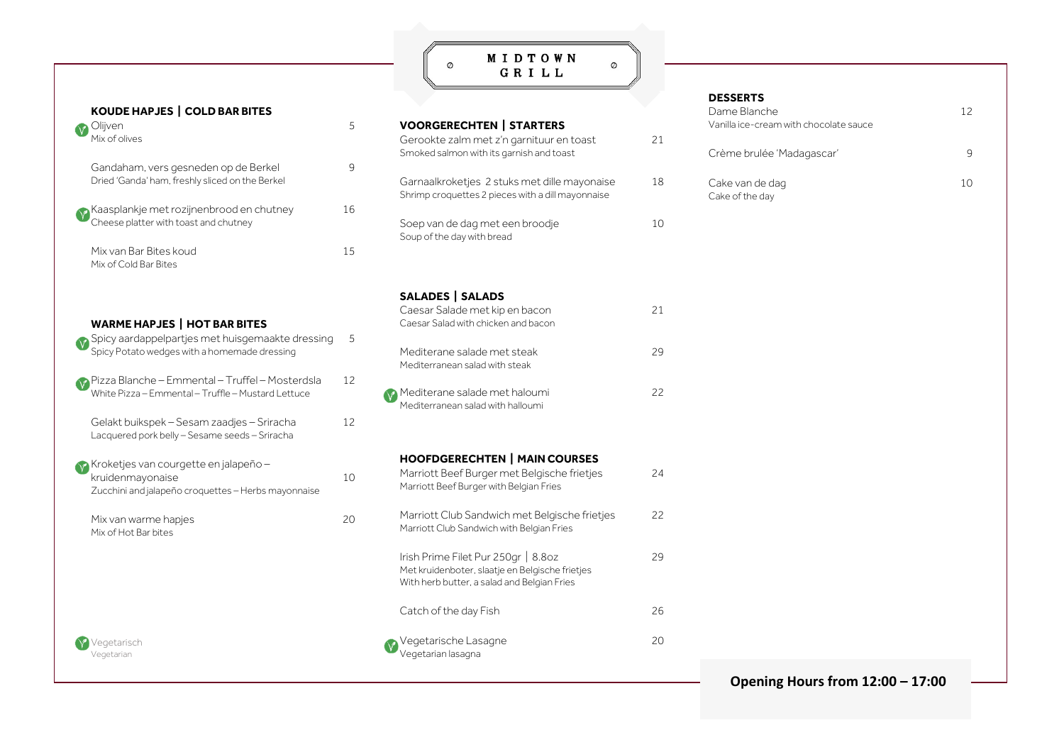# MIDTOWN GRILL

## KOUDE HAPJES | COLD BAR BITES

| | |
|---|---|
| (V) Olijven<br>Mix of olives | 5 |
| Gandaham, vers gesneden op de Berkel<br>Dried 'Ganda' ham, freshly sliced on the Berkel | 9 |
| (V) Kaasplankje met rozijnenbrood en chutney<br>Cheese platter with toast and chutney | 16 |
| Mix van Bar Bites koud<br>Mix of Cold Bar Bites | 15 |

## WARME HAPJES | HOT BAR BITES

| | |
|---|---|
| (V) Spicy aardappelpartjes met huisgemaakte dressing<br>Spicy Potato wedges with a homemade dressing | 5 |
| (V) Pizza Blanche – Emmental – Truffel – Mosterdsla<br>White Pizza – Emmental – Truffle – Mustard Lettuce | 12 |
| Gelakt buikspek – Sesam zaadjes – Sriracha<br>Lacquered pork belly – Sesame seeds – Sriracha | 12 |
| (V) Kroketjes van courgette en jalapeño – kruidenmayonaise<br>Zucchini and jalapeño croquettes – Herbs mayonnaise | 10 |
| Mix van warme hapjes<br>Mix of Hot Bar bites | 20 |

(V) Vegetarisch
Vegetarian

## VOORGERECHTEN | STARTERS

| | |
|---|---|
| Gerookte zalm met z'n garnituur en toast<br>Smoked salmon with its garnish and toast | 21 |
| Garnaalkroketjes 2 stuks met dille mayonaise<br>Shrimp croquettes 2 pieces with a dill mayonnaise | 18 |
| Soep van de dag met een broodje<br>Soup of the day with bread | 10 |

## SALADES | SALADS

| | |
|---|---|
| Caesar Salade met kip en bacon<br>Caesar Salad with chicken and bacon | 21 |
| Mediterane salade met steak<br>Mediterranean salad with steak | 29 |
| (V) Mediterane salade met haloumi<br>Mediterranean salad with halloumi | 22 |

## HOOFDGERECHTEN | MAIN COURSES

| | |
|---|---|
| Marriott Beef Burger met Belgische frietjes<br>Marriott Beef Burger with Belgian Fries | 24 |
| Marriott Club Sandwich met Belgische frietjes<br>Marriott Club Sandwich with Belgian Fries | 22 |
| Irish Prime Filet Pur 250gr \| 8.8oz<br>Met kruidenboter, slaatje en Belgische frietjes<br>With herb butter, a salad and Belgian Fries | 29 |
| Catch of the day Fish | 26 |
| (V) Vegetarische Lasagne<br>Vegetarian lasagna | 20 |

## DESSERTS

| | |
|---|---|
| Dame Blanche<br>Vanilla ice-cream with chocolate sauce | 12 |
| Crème brulée 'Madagascar' | 9 |
| Cake van de dag<br>Cake of the day | 10 |

**Opening Hours from 12:00 – 17:00**